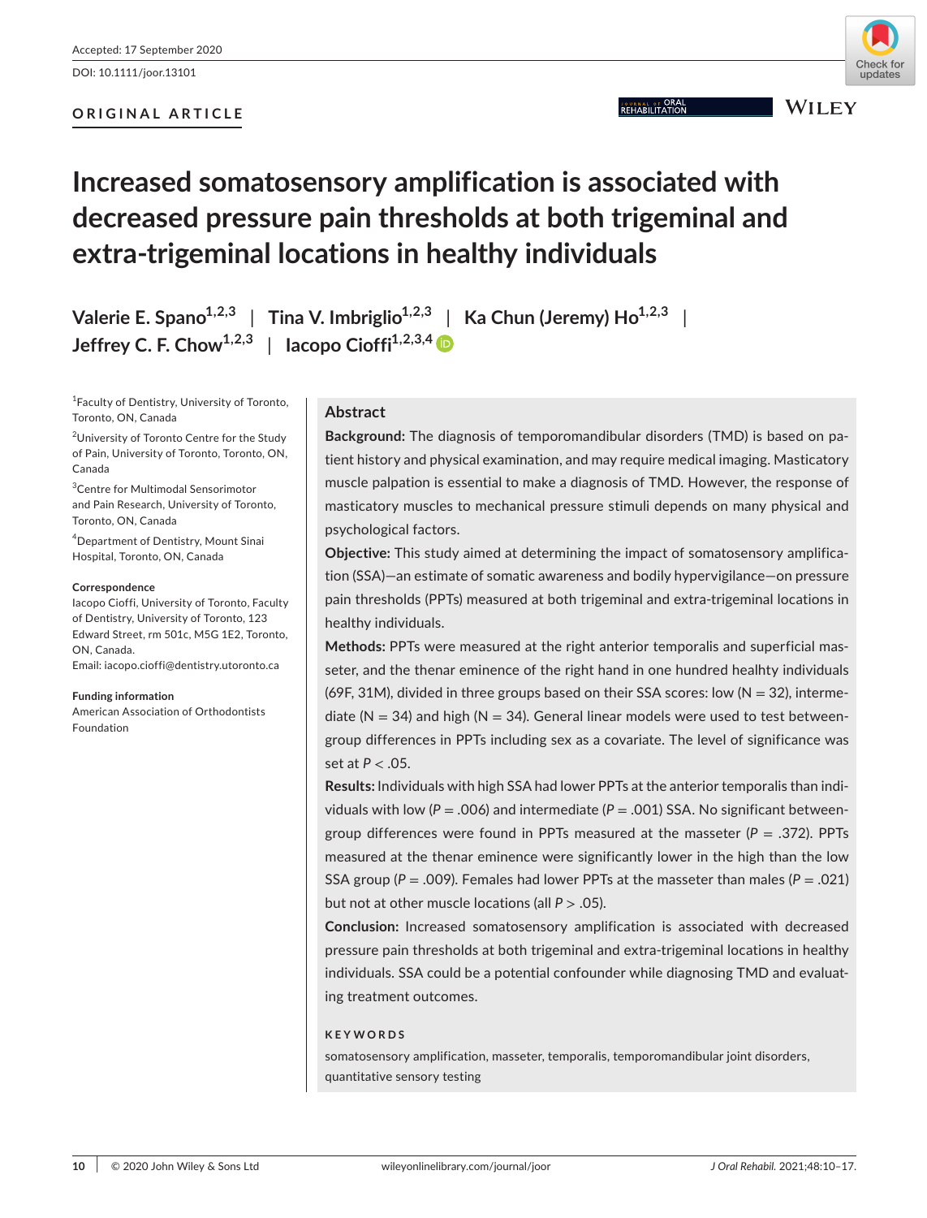Accepted: 17 September 2020

DOI: 10.1111/joor.13101

ORIGINAL ARTICLE

# Increased somatosensory amplification is associated with decreased pressure pain thresholds at both trigeminal and extra-trigeminal locations in healthy individuals

Valerie E. Spano[1,2,3] | Tina V. Imbriglio[1,2,3] | Ka Chun (Jeremy) Ho[1,2,3] | Jeffrey C. F. Chow[1,2,3] | Iacopo Cioffi[1,2,3,4]

[1]Faculty of Dentistry, University of Toronto, Toronto, ON, Canada

[2]University of Toronto Centre for the Study of Pain, University of Toronto, Toronto, ON, Canada

[3]Centre for Multimodal Sensorimotor and Pain Research, University of Toronto, Toronto, ON, Canada

[4]Department of Dentistry, Mount Sinai Hospital, Toronto, ON, Canada

**Correspondence**
Iacopo Cioffi, University of Toronto, Faculty of Dentistry, University of Toronto, 123 Edward Street, rm 501c, M5G 1E2, Toronto, ON, Canada.
Email: iacopo.cioffi@dentistry.utoronto.ca

**Funding information**
American Association of Orthodontists Foundation

## Abstract

**Background:** The diagnosis of temporomandibular disorders (TMD) is based on patient history and physical examination, and may require medical imaging. Masticatory muscle palpation is essential to make a diagnosis of TMD. However, the response of masticatory muscles to mechanical pressure stimuli depends on many physical and psychological factors.

**Objective:** This study aimed at determining the impact of somatosensory amplification (SSA)—an estimate of somatic awareness and bodily hypervigilance—on pressure pain thresholds (PPTs) measured at both trigeminal and extra-trigeminal locations in healthy individuals.

**Methods:** PPTs were measured at the right anterior temporalis and superficial masseter, and the thenar eminence of the right hand in one hundred healhty individuals (69F, 31M), divided in three groups based on their SSA scores: low (N = 32), intermediate (N = 34) and high (N = 34). General linear models were used to test between-group differences in PPTs including sex as a covariate. The level of significance was set at $P < .05$.

**Results:** Individuals with high SSA had lower PPTs at the anterior temporalis than individuals with low ($P = .006$) and intermediate ($P = .001$) SSA. No significant between-group differences were found in PPTs measured at the masseter ($P = .372$). PPTs measured at the thenar eminence were significantly lower in the high than the low SSA group ($P = .009$). Females had lower PPTs at the masseter than males ($P = .021$) but not at other muscle locations (all $P > .05$).

**Conclusion:** Increased somatosensory amplification is associated with decreased pressure pain thresholds at both trigeminal and extra-trigeminal locations in healthy individuals. SSA could be a potential confounder while diagnosing TMD and evaluating treatment outcomes.

**KEYWORDS**

somatosensory amplification, masseter, temporalis, temporomandibular joint disorders, quantitative sensory testing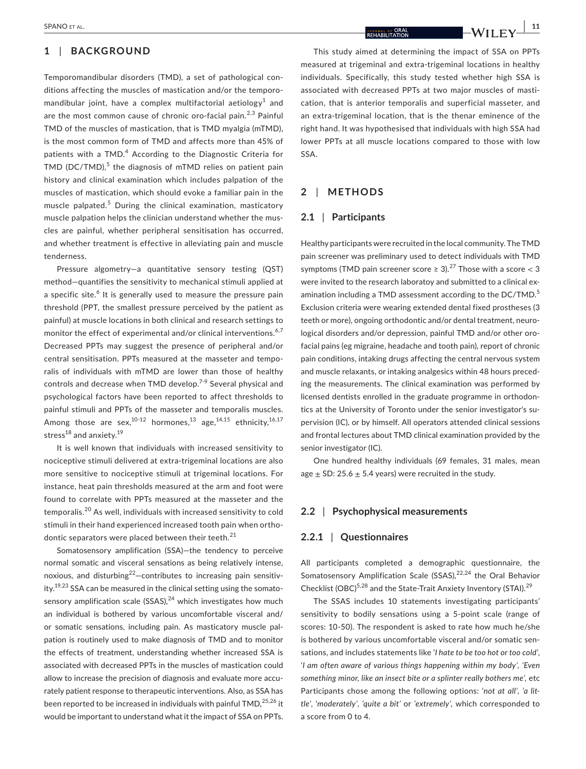## 1 | BACKGROUND

Temporomandibular disorders (TMD), a set of pathological conditions affecting the muscles of mastication and/or the temporomandibular joint, have a complex multifactorial aetiology[1] and are the most common cause of chronic oro-facial pain.[2,3] Painful TMD of the muscles of mastication, that is TMD myalgia (mTMD), is the most common form of TMD and affects more than 45% of patients with a TMD.[4] According to the Diagnostic Criteria for TMD (DC/TMD),[5] the diagnosis of mTMD relies on patient pain history and clinical examination which includes palpation of the muscles of mastication, which should evoke a familiar pain in the muscle palpated.[5] During the clinical examination, masticatory muscle palpation helps the clinician understand whether the muscles are painful, whether peripheral sensitisation has occurred, and whether treatment is effective in alleviating pain and muscle tenderness.

Pressure algometry—a quantitative sensory testing (QST) method—quantifies the sensitivity to mechanical stimuli applied at a specific site.[6] It is generally used to measure the pressure pain threshold (PPT, the smallest pressure perceived by the patient as painful) at muscle locations in both clinical and research settings to monitor the effect of experimental and/or clinical interventions.[6,7] Decreased PPTs may suggest the presence of peripheral and/or central sensitisation. PPTs measured at the masseter and temporalis of individuals with mTMD are lower than those of healthy controls and decrease when TMD develop.[7-9] Several physical and psychological factors have been reported to affect thresholds to painful stimuli and PPTs of the masseter and temporalis muscles. Among those are sex,[10-12] hormones,[13] age,[14,15] ethnicity,[16,17] stress[18] and anxiety.[19]

It is well known that individuals with increased sensitivity to nociceptive stimuli delivered at extra-trigeminal locations are also more sensitive to nociceptive stimuli at trigeminal locations. For instance, heat pain thresholds measured at the arm and foot were found to correlate with PPTs measured at the masseter and the temporalis.[20] As well, individuals with increased sensitivity to cold stimuli in their hand experienced increased tooth pain when orthodontic separators were placed between their teeth.[21]

Somatosensory amplification (SSA)—the tendency to perceive normal somatic and visceral sensations as being relatively intense, noxious, and disturbing[22]—contributes to increasing pain sensitivity.[19,23] SSA can be measured in the clinical setting using the somatosensory amplification scale (SSAS),[24] which investigates how much an individual is bothered by various uncomfortable visceral and/or somatic sensations, including pain. As masticatory muscle palpation is routinely used to make diagnosis of TMD and to monitor the effects of treatment, understanding whether increased SSA is associated with decreased PPTs in the muscles of mastication could allow to increase the precision of diagnosis and evaluate more accurately patient response to therapeutic interventions. Also, as SSA has been reported to be increased in individuals with painful TMD,[25,26] it would be important to understand what it the impact of SSA on PPTs.

This study aimed at determining the impact of SSA on PPTs measured at trigeminal and extra-trigeminal locations in healthy individuals. Specifically, this study tested whether high SSA is associated with decreased PPTs at two major muscles of mastication, that is anterior temporalis and superficial masseter, and an extra-trigeminal location, that is the thenar eminence of the right hand. It was hypothesised that individuals with high SSA had lower PPTs at all muscle locations compared to those with low SSA.

## 2 | METHODS

### 2.1 | Participants

Healthy participants were recruited in the local community. The TMD pain screener was preliminary used to detect individuals with TMD symptoms (TMD pain screener score ≥ 3).[27] Those with a score < 3 were invited to the research laboratoy and submitted to a clinical examination including a TMD assessment according to the DC/TMD.[5] Exclusion criteria were wearing extended dental fixed prostheses (3 teeth or more), ongoing orthodontic and/or dental treatment, neurological disorders and/or depression, painful TMD and/or other oro-facial pains (eg migraine, headache and tooth pain), report of chronic pain conditions, intaking drugs affecting the central nervous system and muscle relaxants, or intaking analgesics within 48 hours preceding the measurements. The clinical examination was performed by licensed dentists enrolled in the graduate programme in orthodontics at the University of Toronto under the senior investigator's supervision (IC), or by himself. All operators attended clinical sessions and frontal lectures about TMD clinical examination provided by the senior investigator (IC).

One hundred healthy individuals (69 females, 31 males, mean age ± SD: 25.6 ± 5.4 years) were recruited in the study.

### 2.2 | Psychophysical measurements

#### 2.2.1 | Questionnaires

All participants completed a demographic questionnaire, the Somatosensory Amplification Scale (SSAS),[22,24] the Oral Behavior Checklist (OBC)[5,28] and the State-Trait Anxiety Inventory (STAI).[29]

The SSAS includes 10 statements investigating participants' sensitivity to bodily sensations using a 5-point scale (range of scores: 10-50). The respondent is asked to rate how much he/she is bothered by various uncomfortable visceral and/or somatic sensations, and includes statements like '*I hate to be too hot or too cold*', '*I am often aware of various things happening within my body*', '*Even something minor, like an insect bite or a splinter really bothers me*', etc Participants chose among the following options: '*not at all*', '*a little*', '*moderately*', '*quite a bit*' or '*extremely*', which corresponded to a score from 0 to 4.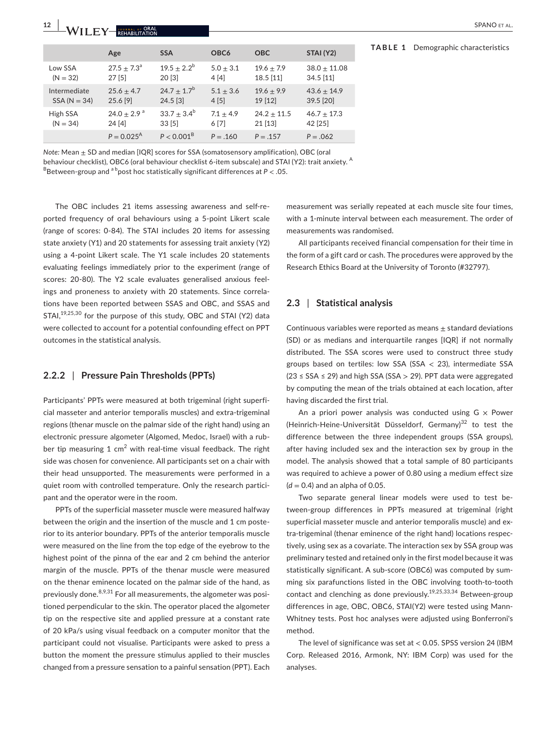**TABLE 1** Demographic characteristics

| | Age | SSA | OBC6 | OBC | STAI (Y2) |
|---|---|---|---|---|---|
| Low SSA (N = 32) | 27.5 ± 7.3[a] 27 [5] | 19.5 ± 2.2[b] 20 [3] | 5.0 ± 3.1 4 [4] | 19.6 ± 7.9 18.5 [11] | 38.0 ± 11.08 34.5 [11] |
| Intermediate SSA (N = 34) | 25.6 ± 4.7 25.6 [9] | 24.7 ± 1.7[b] 24.5 [3] | 5.1 ± 3.6 4 [5] | 19.6 ± 9.9 19 [12] | 43.6 ± 14.9 39.5 [20] |
| High SSA (N = 34) | 24.0 ± 2.9 [a] 24 [4] | 33.7 ± 3.4[b] 33 [5] | 7.1 ± 4.9 6 [7] | 24.2 ± 11.5 21 [13] | 46.7 ± 17.3 42 [25] |
| | $P = 0.025$[A] | $P < 0.001$[B] | $P = .160$ | $P = .157$ | $P = .062$ |

*Note:* Mean ± SD and median [IQR] scores for SSA (somatosensory amplification), OBC (oral behaviour checklist), OBC6 (oral behaviour checklist 6-item subscale) and STAI (Y2): trait anxiety. [A] [B]Between-group and [a] [b]post hoc statistically significant differences at $P < .05$.

The OBC includes 21 items assessing awareness and self-reported frequency of oral behaviours using a 5-point Likert scale (range of scores: 0-84). The STAI includes 20 items for assessing state anxiety (Y1) and 20 statements for assessing trait anxiety (Y2) using a 4-point Likert scale. The Y1 scale includes 20 statements evaluating feelings immediately prior to the experiment (range of scores: 20-80). The Y2 scale evaluates generalised anxious feelings and proneness to anxiety with 20 statements. Since correlations have been reported between SSAS and OBC, and SSAS and STAI,[19,25,30] for the purpose of this study, OBC and STAI (Y2) data were collected to account for a potential confounding effect on PPT outcomes in the statistical analysis.

### 2.2.2 | Pressure Pain Thresholds (PPTs)

Participants' PPTs were measured at both trigeminal (right superficial masseter and anterior temporalis muscles) and extra-trigeminal regions (thenar muscle on the palmar side of the right hand) using an electronic pressure algometer (Algomed, Medoc, Israel) with a rubber tip measuring 1 cm$^2$ with real-time visual feedback. The right side was chosen for convenience. All participants set on a chair with their head unsupported. The measurements were performed in a quiet room with controlled temperature. Only the research participant and the operator were in the room.

PPTs of the superficial masseter muscle were measured halfway between the origin and the insertion of the muscle and 1 cm posterior to its anterior boundary. PPTs of the anterior temporalis muscle were measured on the line from the top edge of the eyebrow to the highest point of the pinna of the ear and 2 cm behind the anterior margin of the muscle. PPTs of the thenar muscle were measured on the thenar eminence located on the palmar side of the hand, as previously done.[8,9,31] For all measurements, the algometer was positioned perpendicular to the skin. The operator placed the algometer tip on the respective site and applied pressure at a constant rate of 20 kPa/s using visual feedback on a computer monitor that the participant could not visualise. Participants were asked to press a button the moment the pressure stimulus applied to their muscles changed from a pressure sensation to a painful sensation (PPT). Each measurement was serially repeated at each muscle site four times, with a 1-minute interval between each measurement. The order of measurements was randomised.

All participants received financial compensation for their time in the form of a gift card or cash. The procedures were approved by the Research Ethics Board at the University of Toronto (#32797).

## 2.3 | Statistical analysis

Continuous variables were reported as means ± standard deviations (SD) or as medians and interquartile ranges [IQR] if not normally distributed. The SSA scores were used to construct three study groups based on tertiles: low SSA (SSA < 23), intermediate SSA (23 ≤ SSA ≤ 29) and high SSA (SSA > 29). PPT data were aggregated by computing the mean of the trials obtained at each location, after having discarded the first trial.

An a priori power analysis was conducted using G × Power (Heinrich-Heine-Universität Düsseldorf, Germany)[32] to test the difference between the three independent groups (SSA groups), after having included sex and the interaction sex by group in the model. The analysis showed that a total sample of 80 participants was required to achieve a power of 0.80 using a medium effect size ($d = 0.4$) and an alpha of 0.05.

Two separate general linear models were used to test between-group differences in PPTs measured at trigeminal (right superficial masseter muscle and anterior temporalis muscle) and extra-trigeminal (thenar eminence of the right hand) locations respectively, using sex as a covariate. The interaction sex by SSA group was preliminary tested and retained only in the first model because it was statistically significant. A sub-score (OBC6) was computed by summing six parafunctions listed in the OBC involving tooth-to-tooth contact and clenching as done previously.[19,25,33,34] Between-group differences in age, OBC, OBC6, STAI(Y2) were tested using Mann-Whitney tests. Post hoc analyses were adjusted using Bonferroni's method.

The level of significance was set at < 0.05. SPSS version 24 (IBM Corp. Released 2016, Armonk, NY: IBM Corp) was used for the analyses.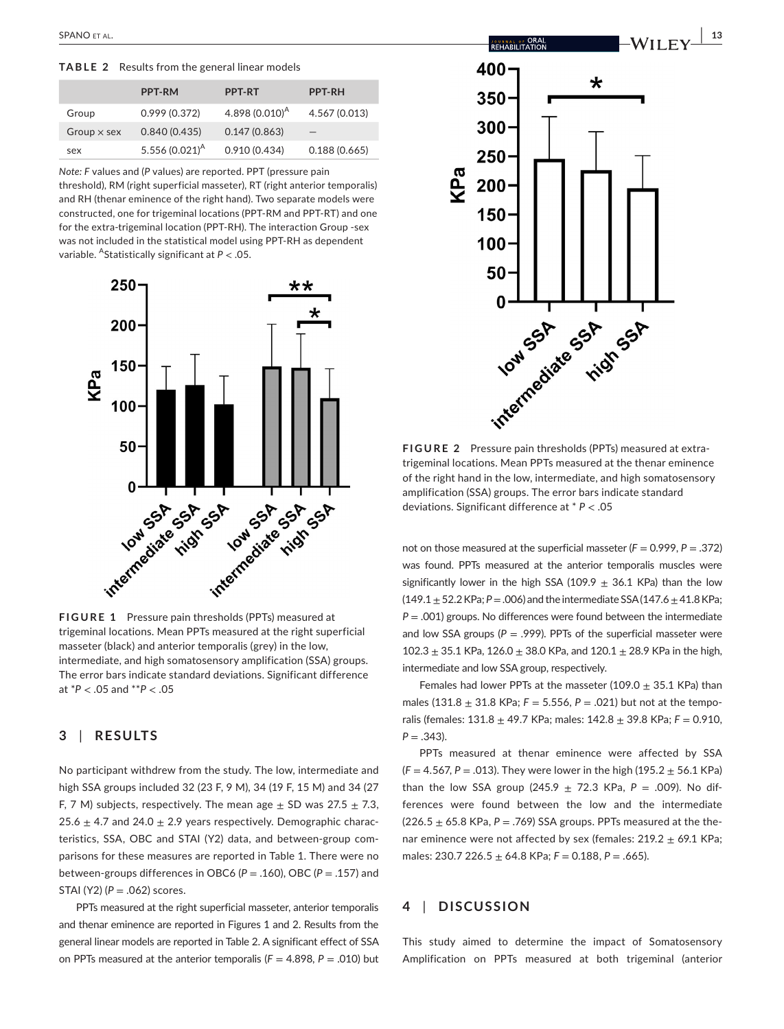**TABLE 2** Results from the general linear models

| | PPT-RM | PPT-RT | PPT-RH |
|---|---|---|---|
| Group | 0.999 (0.372) | 4.898 (0.010)[A] | 4.567 (0.013) |
| Group × sex | 0.840 (0.435) | 0.147 (0.863) | — |
| sex | 5.556 (0.021)[A] | 0.910 (0.434) | 0.188 (0.665) |

*Note: F* values and (*P* values) are reported. PPT (pressure pain threshold), RM (right superficial masseter), RT (right anterior temporalis) and RH (thenar eminence of the right hand). Two separate models were constructed, one for trigeminal locations (PPT-RM and PPT-RT) and one for the extra-trigeminal location (PPT-RH). The interaction Group -sex was not included in the statistical model using PPT-RH as dependent variable. [A]Statistically significant at $P < .05$.

**FIGURE 1** Pressure pain thresholds (PPTs) measured at trigeminal locations. Mean PPTs measured at the right superficial masseter (black) and anterior temporalis (grey) in the low, intermediate, and high somatosensory amplification (SSA) groups. The error bars indicate standard deviations. Significant difference at \**P* < .05 and \*\**P* < .05

## 3 | RESULTS

No participant withdrew from the study. The low, intermediate and high SSA groups included 32 (23 F, 9 M), 34 (19 F, 15 M) and 34 (27 F, 7 M) subjects, respectively. The mean age ± SD was 27.5 ± 7.3, 25.6 ± 4.7 and 24.0 ± 2.9 years respectively. Demographic characteristics, SSA, OBC and STAI (Y2) data, and between-group comparisons for these measures are reported in Table 1. There were no between-groups differences in OBC6 ($P = .160$), OBC ($P = .157$) and STAI (Y2) ($P = .062$) scores.

PPTs measured at the right superficial masseter, anterior temporalis and thenar eminence are reported in Figures 1 and 2. Results from the general linear models are reported in Table 2. A significant effect of SSA on PPTs measured at the anterior temporalis ($F = 4.898$, $P = .010$) but not on those measured at the superficial masseter ($F = 0.999$, $P = .372$) was found. PPTs measured at the anterior temporalis muscles were significantly lower in the high SSA (109.9 ± 36.1 KPa) than the low (149.1 ± 52.2 KPa; $P = .006$) and the intermediate SSA (147.6 ± 41.8 KPa; $P = .001$) groups. No differences were found between the intermediate and low SSA groups ($P = .999$). PPTs of the superficial masseter were 102.3 ± 35.1 KPa, 126.0 ± 38.0 KPa, and 120.1 ± 28.9 KPa in the high, intermediate and low SSA group, respectively.

Females had lower PPTs at the masseter (109.0 ± 35.1 KPa) than males (131.8 ± 31.8 KPa; $F = 5.556$, $P = .021$) but not at the temporalis (females: 131.8 ± 49.7 KPa; males: 142.8 ± 39.8 KPa; $F = 0.910$, $P = .343$).

PPTs measured at thenar eminence were affected by SSA ($F = 4.567$, $P = .013$). They were lower in the high (195.2 ± 56.1 KPa) than the low SSA group (245.9 ± 72.3 KPa, $P = .009$). No differences were found between the low and the intermediate (226.5 ± 65.8 KPa, $P = .769$) SSA groups. PPTs measured at the thenar eminence were not affected by sex (females: 219.2 ± 69.1 KPa; males: 230.7 226.5 ± 64.8 KPa; $F = 0.188$, $P = .665$).

**FIGURE 2** Pressure pain thresholds (PPTs) measured at extra-trigeminal locations. Mean PPTs measured at the thenar eminence of the right hand in the low, intermediate, and high somatosensory amplification (SSA) groups. The error bars indicate standard deviations. Significant difference at \* *P* < .05

## 4 | DISCUSSION

This study aimed to determine the impact of Somatosensory Amplification on PPTs measured at both trigeminal (anterior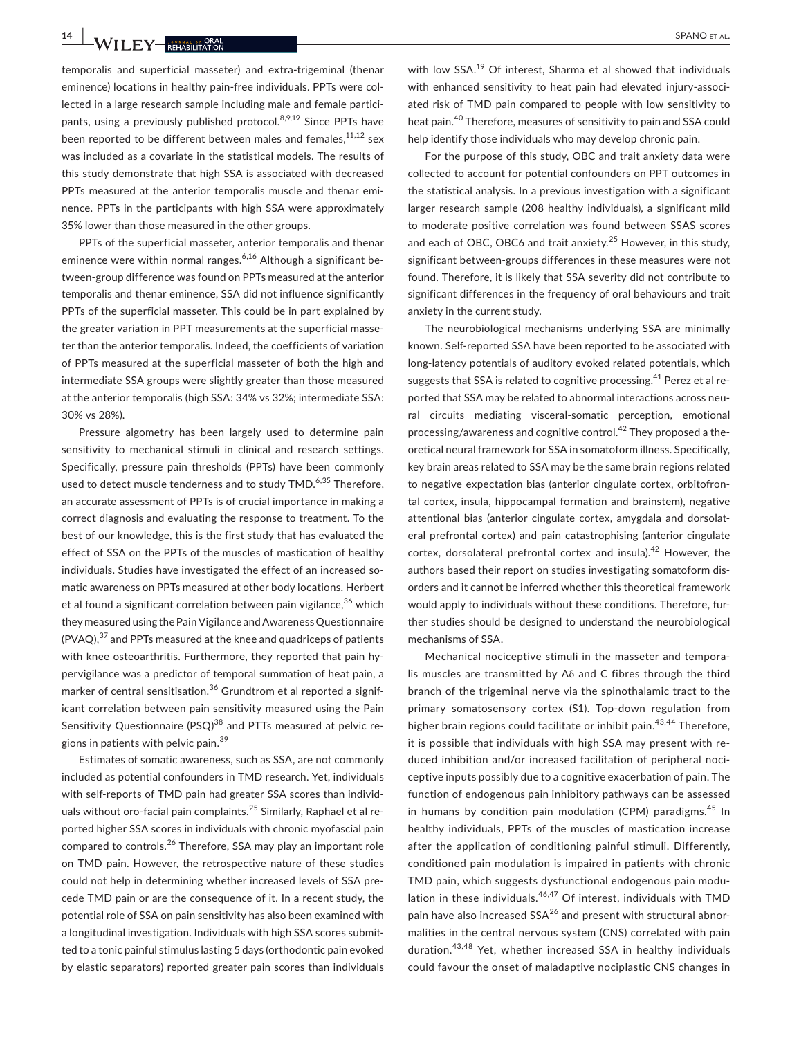temporalis and superficial masseter) and extra-trigeminal (thenar eminence) locations in healthy pain-free individuals. PPTs were collected in a large research sample including male and female participants, using a previously published protocol.[8,9,19] Since PPTs have been reported to be different between males and females,[11,12] sex was included as a covariate in the statistical models. The results of this study demonstrate that high SSA is associated with decreased PPTs measured at the anterior temporalis muscle and thenar eminence. PPTs in the participants with high SSA were approximately 35% lower than those measured in the other groups.

PPTs of the superficial masseter, anterior temporalis and thenar eminence were within normal ranges.[6,16] Although a significant between-group difference was found on PPTs measured at the anterior temporalis and thenar eminence, SSA did not influence significantly PPTs of the superficial masseter. This could be in part explained by the greater variation in PPT measurements at the superficial masseter than the anterior temporalis. Indeed, the coefficients of variation of PPTs measured at the superficial masseter of both the high and intermediate SSA groups were slightly greater than those measured at the anterior temporalis (high SSA: 34% vs 32%; intermediate SSA: 30% vs 28%).

Pressure algometry has been largely used to determine pain sensitivity to mechanical stimuli in clinical and research settings. Specifically, pressure pain thresholds (PPTs) have been commonly used to detect muscle tenderness and to study TMD.[6,35] Therefore, an accurate assessment of PPTs is of crucial importance in making a correct diagnosis and evaluating the response to treatment. To the best of our knowledge, this is the first study that has evaluated the effect of SSA on the PPTs of the muscles of mastication of healthy individuals. Studies have investigated the effect of an increased somatic awareness on PPTs measured at other body locations. Herbert et al found a significant correlation between pain vigilance,[36] which they measured using the Pain Vigilance and Awareness Questionnaire (PVAQ),[37] and PPTs measured at the knee and quadriceps of patients with knee osteoarthritis. Furthermore, they reported that pain hypervigilance was a predictor of temporal summation of heat pain, a marker of central sensitisation.[36] Grundtrom et al reported a significant correlation between pain sensitivity measured using the Pain Sensitivity Questionnaire (PSQ)[38] and PTTs measured at pelvic regions in patients with pelvic pain.[39]

Estimates of somatic awareness, such as SSA, are not commonly included as potential confounders in TMD research. Yet, individuals with self-reports of TMD pain had greater SSA scores than individuals without oro-facial pain complaints.[25] Similarly, Raphael et al reported higher SSA scores in individuals with chronic myofascial pain compared to controls.[26] Therefore, SSA may play an important role on TMD pain. However, the retrospective nature of these studies could not help in determining whether increased levels of SSA precede TMD pain or are the consequence of it. In a recent study, the potential role of SSA on pain sensitivity has also been examined with a longitudinal investigation. Individuals with high SSA scores submitted to a tonic painful stimulus lasting 5 days (orthodontic pain evoked by elastic separators) reported greater pain scores than individuals with low SSA.[19] Of interest, Sharma et al showed that individuals with enhanced sensitivity to heat pain had elevated injury-associated risk of TMD pain compared to people with low sensitivity to heat pain.[40] Therefore, measures of sensitivity to pain and SSA could help identify those individuals who may develop chronic pain.

For the purpose of this study, OBC and trait anxiety data were collected to account for potential confounders on PPT outcomes in the statistical analysis. In a previous investigation with a significant larger research sample (208 healthy individuals), a significant mild to moderate positive correlation was found between SSAS scores and each of OBC, OBC6 and trait anxiety.[25] However, in this study, significant between-groups differences in these measures were not found. Therefore, it is likely that SSA severity did not contribute to significant differences in the frequency of oral behaviours and trait anxiety in the current study.

The neurobiological mechanisms underlying SSA are minimally known. Self-reported SSA have been reported to be associated with long-latency potentials of auditory evoked related potentials, which suggests that SSA is related to cognitive processing.[41] Perez et al reported that SSA may be related to abnormal interactions across neural circuits mediating visceral-somatic perception, emotional processing/awareness and cognitive control.[42] They proposed a theoretical neural framework for SSA in somatoform illness. Specifically, key brain areas related to SSA may be the same brain regions related to negative expectation bias (anterior cingulate cortex, orbitofrontal cortex, insula, hippocampal formation and brainstem), negative attentional bias (anterior cingulate cortex, amygdala and dorsolateral prefrontal cortex) and pain catastrophising (anterior cingulate cortex, dorsolateral prefrontal cortex and insula).[42] However, the authors based their report on studies investigating somatoform disorders and it cannot be inferred whether this theoretical framework would apply to individuals without these conditions. Therefore, further studies should be designed to understand the neurobiological mechanisms of SSA.

Mechanical nociceptive stimuli in the masseter and temporalis muscles are transmitted by Aδ and C fibres through the third branch of the trigeminal nerve via the spinothalamic tract to the primary somatosensory cortex (S1). Top-down regulation from higher brain regions could facilitate or inhibit pain.[43,44] Therefore, it is possible that individuals with high SSA may present with reduced inhibition and/or increased facilitation of peripheral nociceptive inputs possibly due to a cognitive exacerbation of pain. The function of endogenous pain inhibitory pathways can be assessed in humans by condition pain modulation (CPM) paradigms.[45] In healthy individuals, PPTs of the muscles of mastication increase after the application of conditioning painful stimuli. Differently, conditioned pain modulation is impaired in patients with chronic TMD pain, which suggests dysfunctional endogenous pain modulation in these individuals.[46,47] Of interest, individuals with TMD pain have also increased SSA[26] and present with structural abnormalities in the central nervous system (CNS) correlated with pain duration.[43,48] Yet, whether increased SSA in healthy individuals could favour the onset of maladaptive nociplastic CNS changes in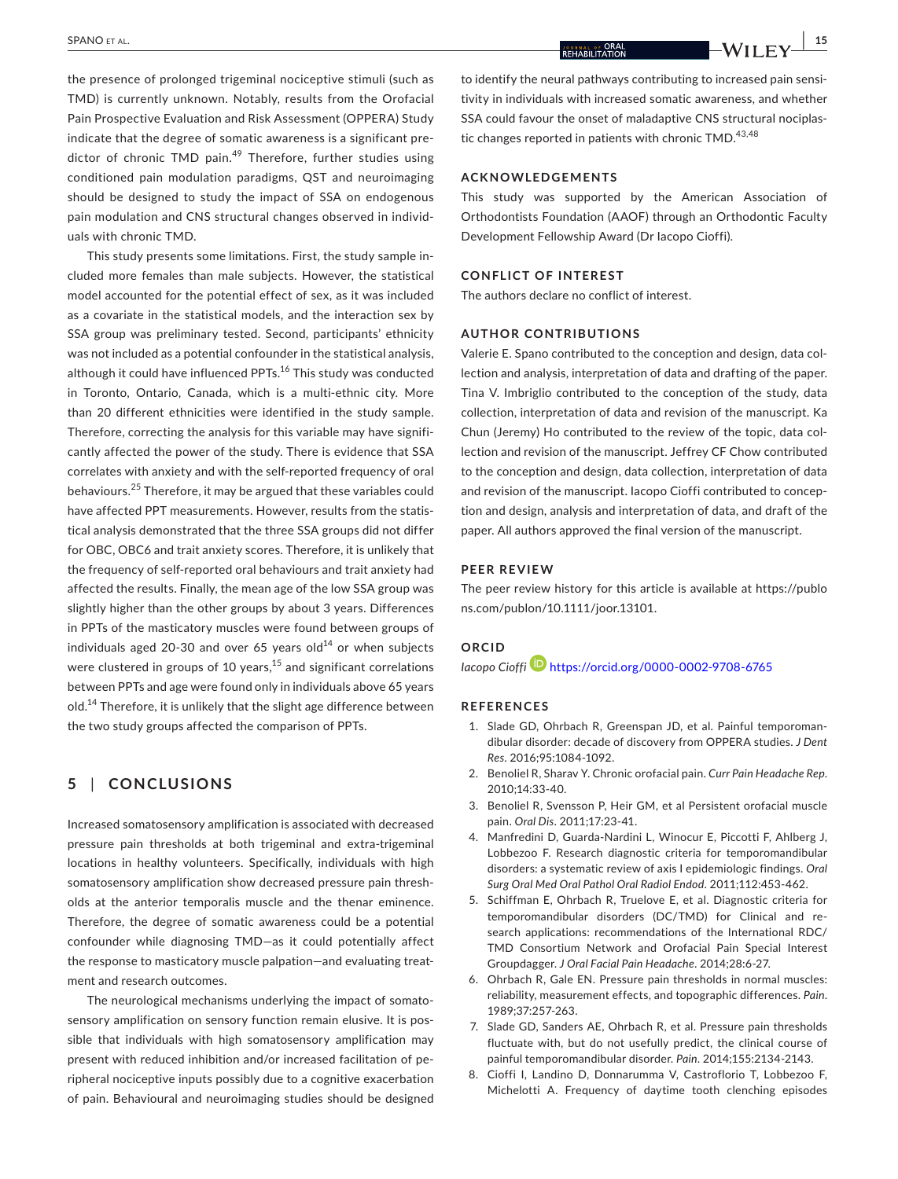the presence of prolonged trigeminal nociceptive stimuli (such as TMD) is currently unknown. Notably, results from the Orofacial Pain Prospective Evaluation and Risk Assessment (OPPERA) Study indicate that the degree of somatic awareness is a significant predictor of chronic TMD pain.[49] Therefore, further studies using conditioned pain modulation paradigms, QST and neuroimaging should be designed to study the impact of SSA on endogenous pain modulation and CNS structural changes observed in individuals with chronic TMD.

This study presents some limitations. First, the study sample included more females than male subjects. However, the statistical model accounted for the potential effect of sex, as it was included as a covariate in the statistical models, and the interaction sex by SSA group was preliminary tested. Second, participants' ethnicity was not included as a potential confounder in the statistical analysis, although it could have influenced PPTs.[16] This study was conducted in Toronto, Ontario, Canada, which is a multi-ethnic city. More than 20 different ethnicities were identified in the study sample. Therefore, correcting the analysis for this variable may have significantly affected the power of the study. There is evidence that SSA correlates with anxiety and with the self-reported frequency of oral behaviours.[25] Therefore, it may be argued that these variables could have affected PPT measurements. However, results from the statistical analysis demonstrated that the three SSA groups did not differ for OBC, OBC6 and trait anxiety scores. Therefore, it is unlikely that the frequency of self-reported oral behaviours and trait anxiety had affected the results. Finally, the mean age of the low SSA group was slightly higher than the other groups by about 3 years. Differences in PPTs of the masticatory muscles were found between groups of individuals aged 20-30 and over 65 years old[14] or when subjects were clustered in groups of 10 years,[15] and significant correlations between PPTs and age were found only in individuals above 65 years old.[14] Therefore, it is unlikely that the slight age difference between the two study groups affected the comparison of PPTs.

## 5 | CONCLUSIONS

Increased somatosensory amplification is associated with decreased pressure pain thresholds at both trigeminal and extra-trigeminal locations in healthy volunteers. Specifically, individuals with high somatosensory amplification show decreased pressure pain thresholds at the anterior temporalis muscle and the thenar eminence. Therefore, the degree of somatic awareness could be a potential confounder while diagnosing TMD—as it could potentially affect the response to masticatory muscle palpation—and evaluating treatment and research outcomes.

The neurological mechanisms underlying the impact of somatosensory amplification on sensory function remain elusive. It is possible that individuals with high somatosensory amplification may present with reduced inhibition and/or increased facilitation of peripheral nociceptive inputs possibly due to a cognitive exacerbation of pain. Behavioural and neuroimaging studies should be designed to identify the neural pathways contributing to increased pain sensitivity in individuals with increased somatic awareness, and whether SSA could favour the onset of maladaptive CNS structural nociplastic changes reported in patients with chronic TMD.[43,48]

## ACKNOWLEDGEMENTS

This study was supported by the American Association of Orthodontists Foundation (AAOF) through an Orthodontic Faculty Development Fellowship Award (Dr Iacopo Cioffi).

## CONFLICT OF INTEREST

The authors declare no conflict of interest.

## AUTHOR CONTRIBUTIONS

Valerie E. Spano contributed to the conception and design, data collection and analysis, interpretation of data and drafting of the paper. Tina V. Imbriglio contributed to the conception of the study, data collection, interpretation of data and revision of the manuscript. Ka Chun (Jeremy) Ho contributed to the review of the topic, data collection and revision of the manuscript. Jeffrey CF Chow contributed to the conception and design, data collection, interpretation of data and revision of the manuscript. Iacopo Cioffi contributed to conception and design, analysis and interpretation of data, and draft of the paper. All authors approved the final version of the manuscript.

## PEER REVIEW

The peer review history for this article is available at https://publons.com/publon/10.1111/joor.13101.

## ORCID

*Iacopo Cioffi* https://orcid.org/0000-0002-9708-6765

## REFERENCES

1. Slade GD, Ohrbach R, Greenspan JD, et al. Painful temporomandibular disorder: decade of discovery from OPPERA studies. *J Dent Res*. 2016;95:1084-1092.
2. Benoliel R, Sharav Y. Chronic orofacial pain. *Curr Pain Headache Rep*. 2010;14:33-40.
3. Benoliel R, Svensson P, Heir GM, et al Persistent orofacial muscle pain. *Oral Dis*. 2011;17:23-41.
4. Manfredini D, Guarda-Nardini L, Winocur E, Piccotti F, Ahlberg J, Lobbezoo F. Research diagnostic criteria for temporomandibular disorders: a systematic review of axis I epidemiologic findings. *Oral Surg Oral Med Oral Pathol Oral Radiol Endod*. 2011;112:453-462.
5. Schiffman E, Ohrbach R, Truelove E, et al. Diagnostic criteria for temporomandibular disorders (DC/TMD) for Clinical and research applications: recommendations of the International RDC/TMD Consortium Network and Orofacial Pain Special Interest Groupdagger. *J Oral Facial Pain Headache*. 2014;28:6-27.
6. Ohrbach R, Gale EN. Pressure pain thresholds in normal muscles: reliability, measurement effects, and topographic differences. *Pain*. 1989;37:257-263.
7. Slade GD, Sanders AE, Ohrbach R, et al. Pressure pain thresholds fluctuate with, but do not usefully predict, the clinical course of painful temporomandibular disorder. *Pain*. 2014;155:2134-2143.
8. Cioffi I, Landino D, Donnarumma V, Castroflorio T, Lobbezoo F, Michelotti A. Frequency of daytime tooth clenching episodes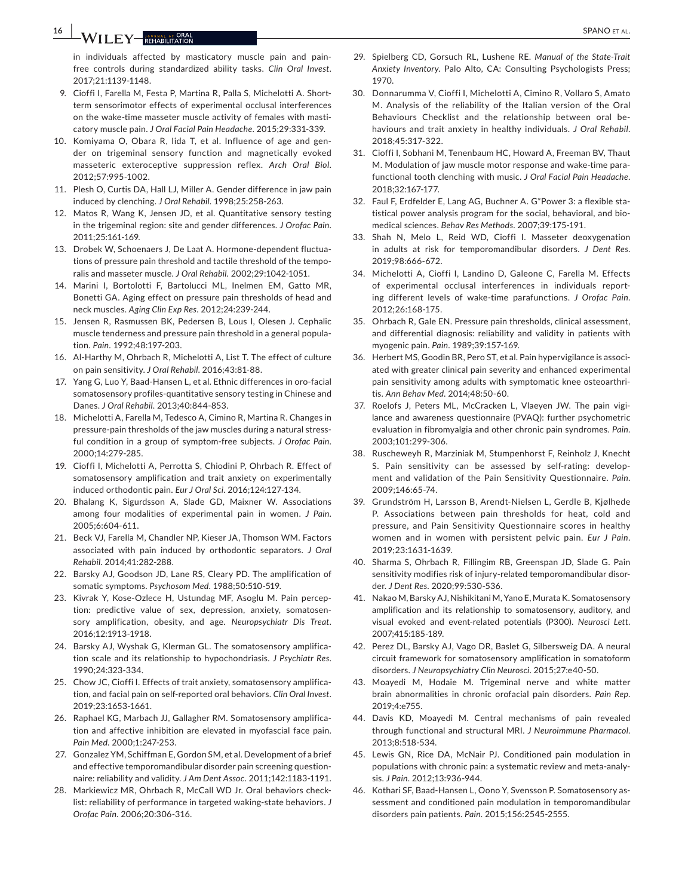in individuals affected by masticatory muscle pain and pain-free controls during standardized ability tasks. *Clin Oral Invest*. 2017;21:1139-1148.

9. Cioffi I, Farella M, Festa P, Martina R, Palla S, Michelotti A. Short-term sensorimotor effects of experimental occlusal interferences on the wake-time masseter muscle activity of females with masticatory muscle pain. *J Oral Facial Pain Headache*. 2015;29:331-339.
10. Komiyama O, Obara R, Iida T, et al. Influence of age and gender on trigeminal sensory function and magnetically evoked masseteric exteroceptive suppression reflex. *Arch Oral Biol*. 2012;57:995-1002.
11. Plesh O, Curtis DA, Hall LJ, Miller A. Gender difference in jaw pain induced by clenching. *J Oral Rehabil*. 1998;25:258-263.
12. Matos R, Wang K, Jensen JD, et al. Quantitative sensory testing in the trigeminal region: site and gender differences. *J Orofac Pain*. 2011;25:161-169.
13. Drobek W, Schoenaers J, De Laat A. Hormone-dependent fluctuations of pressure pain threshold and tactile threshold of the temporalis and masseter muscle. *J Oral Rehabil*. 2002;29:1042-1051.
14. Marini I, Bortolotti F, Bartolucci ML, Inelmen EM, Gatto MR, Bonetti GA. Aging effect on pressure pain thresholds of head and neck muscles. *Aging Clin Exp Res*. 2012;24:239-244.
15. Jensen R, Rasmussen BK, Pedersen B, Lous I, Olesen J. Cephalic muscle tenderness and pressure pain threshold in a general population. *Pain*. 1992;48:197-203.
16. Al-Harthy M, Ohrbach R, Michelotti A, List T. The effect of culture on pain sensitivity. *J Oral Rehabil*. 2016;43:81-88.
17. Yang G, Luo Y, Baad-Hansen L, et al. Ethnic differences in oro-facial somatosensory profiles-quantitative sensory testing in Chinese and Danes. *J Oral Rehabil*. 2013;40:844-853.
18. Michelotti A, Farella M, Tedesco A, Cimino R, Martina R. Changes in pressure-pain thresholds of the jaw muscles during a natural stressful condition in a group of symptom-free subjects. *J Orofac Pain*. 2000;14:279-285.
19. Cioffi I, Michelotti A, Perrotta S, Chiodini P, Ohrbach R. Effect of somatosensory amplification and trait anxiety on experimentally induced orthodontic pain. *Eur J Oral Sci*. 2016;124:127-134.
20. Bhalang K, Sigurdsson A, Slade GD, Maixner W. Associations among four modalities of experimental pain in women. *J Pain*. 2005;6:604-611.
21. Beck VJ, Farella M, Chandler NP, Kieser JA, Thomson WM. Factors associated with pain induced by orthodontic separators. *J Oral Rehabil*. 2014;41:282-288.
22. Barsky AJ, Goodson JD, Lane RS, Cleary PD. The amplification of somatic symptoms. *Psychosom Med*. 1988;50:510-519.
23. Kivrak Y, Kose-Ozlece H, Ustundag MF, Asoglu M. Pain perception: predictive value of sex, depression, anxiety, somatosensory amplification, obesity, and age. *Neuropsychiatr Dis Treat*. 2016;12:1913-1918.
24. Barsky AJ, Wyshak G, Klerman GL. The somatosensory amplification scale and its relationship to hypochondriasis. *J Psychiatr Res*. 1990;24:323-334.
25. Chow JC, Cioffi I. Effects of trait anxiety, somatosensory amplification, and facial pain on self-reported oral behaviors. *Clin Oral Invest*. 2019;23:1653-1661.
26. Raphael KG, Marbach JJ, Gallagher RM. Somatosensory amplification and affective inhibition are elevated in myofascial face pain. *Pain Med*. 2000;1:247-253.
27. Gonzalez YM, Schiffman E, Gordon SM, et al. Development of a brief and effective temporomandibular disorder pain screening questionnaire: reliability and validity. *J Am Dent Assoc*. 2011;142:1183-1191.
28. Markiewicz MR, Ohrbach R, McCall WD Jr. Oral behaviors checklist: reliability of performance in targeted waking-state behaviors. *J Orofac Pain*. 2006;20:306-316.
29. Spielberg CD, Gorsuch RL, Lushene RE. *Manual of the State-Trait Anxiety Inventory*. Palo Alto, CA: Consulting Psychologists Press; 1970.
30. Donnarumma V, Cioffi I, Michelotti A, Cimino R, Vollaro S, Amato M. Analysis of the reliability of the Italian version of the Oral Behaviours Checklist and the relationship between oral behaviours and trait anxiety in healthy individuals. *J Oral Rehabil*. 2018;45:317-322.
31. Cioffi I, Sobhani M, Tenenbaum HC, Howard A, Freeman BV, Thaut M. Modulation of jaw muscle motor response and wake-time parafunctional tooth clenching with music. *J Oral Facial Pain Headache*. 2018;32:167-177.
32. Faul F, Erdfelder E, Lang AG, Buchner A. G*Power 3: a flexible statistical power analysis program for the social, behavioral, and biomedical sciences. *Behav Res Methods*. 2007;39:175-191.
33. Shah N, Melo L, Reid WD, Cioffi I. Masseter deoxygenation in adults at risk for temporomandibular disorders. *J Dent Res*. 2019;98:666-672.
34. Michelotti A, Cioffi I, Landino D, Galeone C, Farella M. Effects of experimental occlusal interferences in individuals reporting different levels of wake-time parafunctions. *J Orofac Pain*. 2012;26:168-175.
35. Ohrbach R, Gale EN. Pressure pain thresholds, clinical assessment, and differential diagnosis: reliability and validity in patients with myogenic pain. *Pain*. 1989;39:157-169.
36. Herbert MS, Goodin BR, Pero ST, et al. Pain hypervigilance is associated with greater clinical pain severity and enhanced experimental pain sensitivity among adults with symptomatic knee osteoarthritis. *Ann Behav Med*. 2014;48:50-60.
37. Roelofs J, Peters ML, McCracken L, Vlaeyen JW. The pain vigilance and awareness questionnaire (PVAQ): further psychometric evaluation in fibromyalgia and other chronic pain syndromes. *Pain*. 2003;101:299-306.
38. Ruscheweyh R, Marziniak M, Stumpenhorst F, Reinholz J, Knecht S. Pain sensitivity can be assessed by self-rating: development and validation of the Pain Sensitivity Questionnaire. *Pain*. 2009;146:65-74.
39. Grundström H, Larsson B, Arendt-Nielsen L, Gerdle B, Kjølhede P. Associations between pain thresholds for heat, cold and pressure, and Pain Sensitivity Questionnaire scores in healthy women and in women with persistent pelvic pain. *Eur J Pain*. 2019;23:1631-1639.
40. Sharma S, Ohrbach R, Fillingim RB, Greenspan JD, Slade G. Pain sensitivity modifies risk of injury-related temporomandibular disorder. *J Dent Res*. 2020;99:530-536.
41. Nakao M, Barsky AJ, Nishikitani M, Yano E, Murata K. Somatosensory amplification and its relationship to somatosensory, auditory, and visual evoked and event-related potentials (P300). *Neurosci Lett*. 2007;415:185-189.
42. Perez DL, Barsky AJ, Vago DR, Baslet G, Silbersweig DA. A neural circuit framework for somatosensory amplification in somatoform disorders. *J Neuropsychiatry Clin Neurosci*. 2015;27:e40-50.
43. Moayedi M, Hodaie M. Trigeminal nerve and white matter brain abnormalities in chronic orofacial pain disorders. *Pain Rep*. 2019;4:e755.
44. Davis KD, Moayedi M. Central mechanisms of pain revealed through functional and structural MRI. *J Neuroimmune Pharmacol*. 2013;8:518-534.
45. Lewis GN, Rice DA, McNair PJ. Conditioned pain modulation in populations with chronic pain: a systematic review and meta-analysis. *J Pain*. 2012;13:936-944.
46. Kothari SF, Baad-Hansen L, Oono Y, Svensson P. Somatosensory assessment and conditioned pain modulation in temporomandibular disorders pain patients. *Pain*. 2015;156:2545-2555.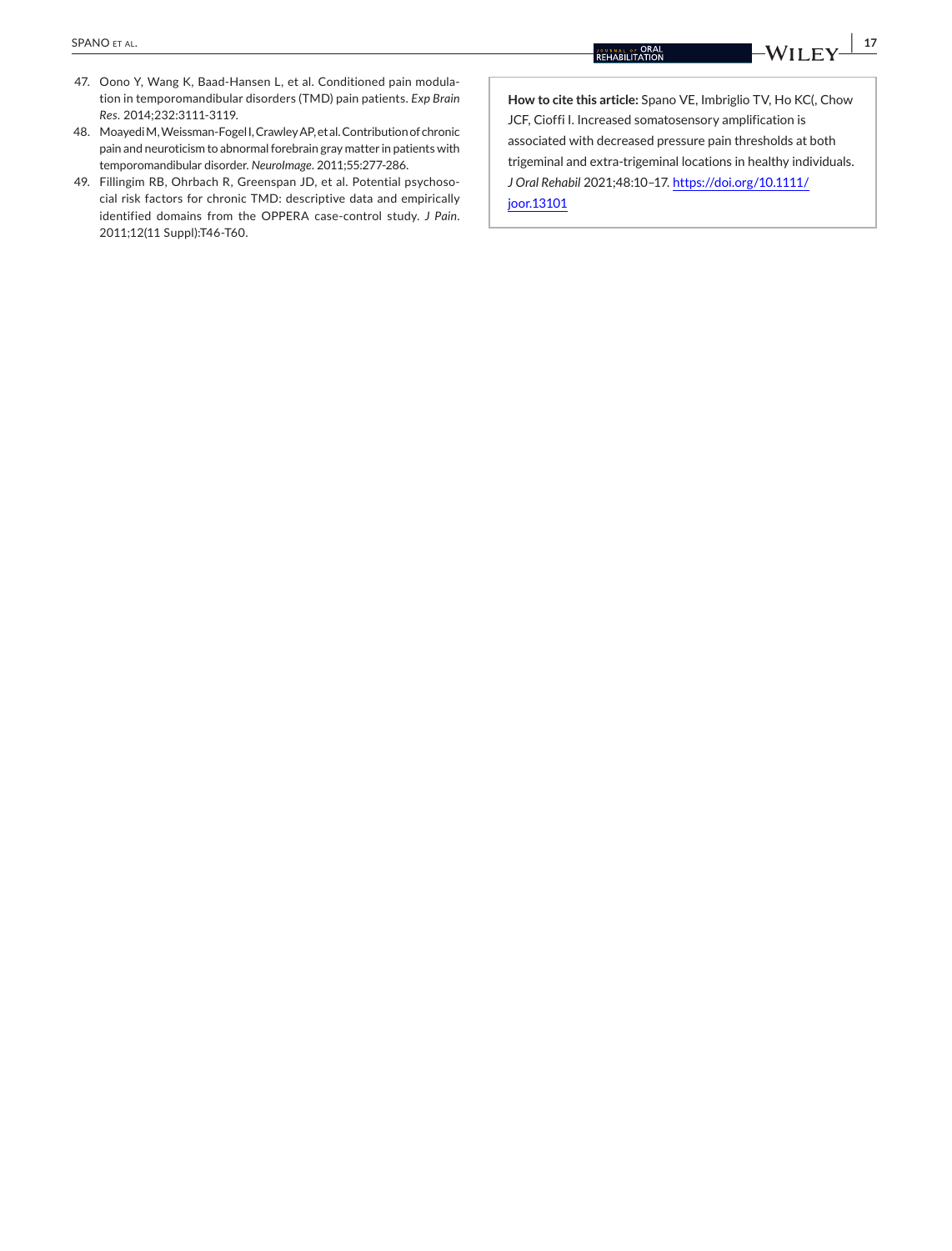47. Oono Y, Wang K, Baad-Hansen L, et al. Conditioned pain modulation in temporomandibular disorders (TMD) pain patients. *Exp Brain Res*. 2014;232:3111-3119.
48. Moayedi M, Weissman-Fogel I, Crawley AP, et al. Contribution of chronic pain and neuroticism to abnormal forebrain gray matter in patients with temporomandibular disorder. *NeuroImage*. 2011;55:277-286.
49. Fillingim RB, Ohrbach R, Greenspan JD, et al. Potential psychosocial risk factors for chronic TMD: descriptive data and empirically identified domains from the OPPERA case-control study. *J Pain*. 2011;12(11 Suppl):T46-T60.

**How to cite this article:** Spano VE, Imbriglio TV, Ho KC(, Chow JCF, Cioffi I. Increased somatosensory amplification is associated with decreased pressure pain thresholds at both trigeminal and extra-trigeminal locations in healthy individuals. *J Oral Rehabil* 2021;48:10–17. https://doi.org/10.1111/joor.13101